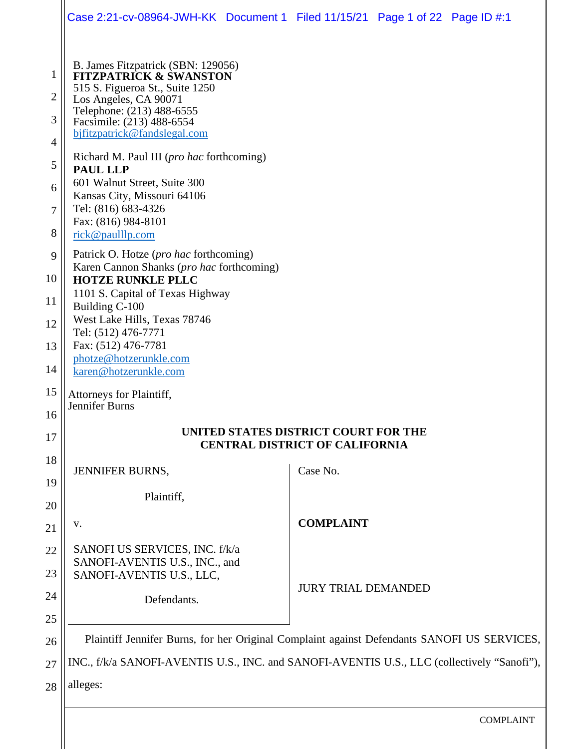B. James Fitzpatrick (SBN: 129056)
**FITZPATRICK & SWANSTON**
515 S. Figueroa St., Suite 1250
Los Angeles, CA 90071
Telephone: (213) 488-6555
Facsimile: (213) 488-6554
bjfitzpatrick@fandslegal.com

Richard M. Paul III (*pro hac* forthcoming)
**PAUL LLP**
601 Walnut Street, Suite 300
Kansas City, Missouri 64106
Tel: (816) 683-4326
Fax: (816) 984-8101
rick@paulllp.com

Patrick O. Hotze (*pro hac* forthcoming)
Karen Cannon Shanks (*pro hac* forthcoming)
**HOTZE RUNKLE PLLC**
1101 S. Capital of Texas Highway
Building C-100
West Lake Hills, Texas 78746
Tel: (512) 476-7771
Fax: (512) 476-7781
photze@hotzerunkle.com
karen@hotzerunkle.com

Attorneys for Plaintiff,
Jennifer Burns

**UNITED STATES DISTRICT COURT FOR THE CENTRAL DISTRICT OF CALIFORNIA**

| | |
|---|---|
| JENNIFER BURNS,<br><br>Plaintiff,<br><br>v.<br><br>SANOFI US SERVICES, INC. f/k/a SANOFI-AVENTIS U.S., INC., and SANOFI-AVENTIS U.S., LLC,<br><br>Defendants. | Case No.<br><br>**COMPLAINT**<br><br>JURY TRIAL DEMANDED |

Plaintiff Jennifer Burns, for her Original Complaint against Defendants SANOFI US SERVICES, INC., f/k/a SANOFI-AVENTIS U.S., INC. and SANOFI-AVENTIS U.S., LLC (collectively "Sanofi"), alleges: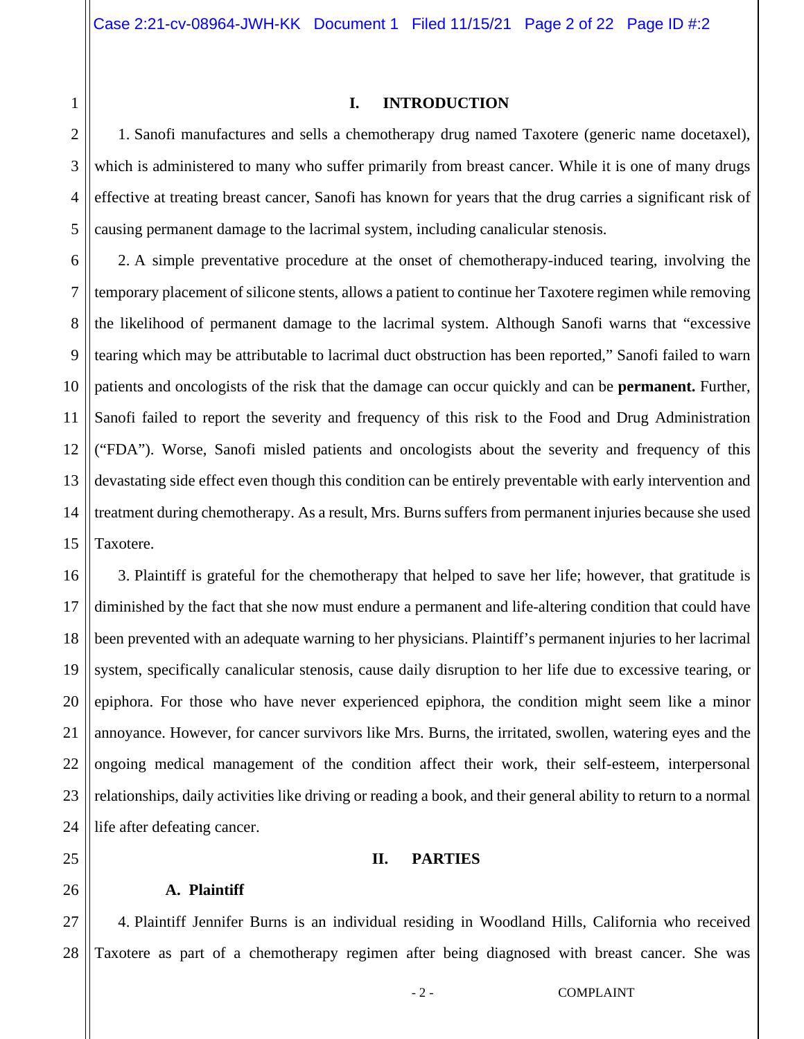## I. INTRODUCTION

1. Sanofi manufactures and sells a chemotherapy drug named Taxotere (generic name docetaxel), which is administered to many who suffer primarily from breast cancer. While it is one of many drugs effective at treating breast cancer, Sanofi has known for years that the drug carries a significant risk of causing permanent damage to the lacrimal system, including canalicular stenosis.

2. A simple preventative procedure at the onset of chemotherapy-induced tearing, involving the temporary placement of silicone stents, allows a patient to continue her Taxotere regimen while removing the likelihood of permanent damage to the lacrimal system. Although Sanofi warns that "excessive tearing which may be attributable to lacrimal duct obstruction has been reported," Sanofi failed to warn patients and oncologists of the risk that the damage can occur quickly and can be **permanent.** Further, Sanofi failed to report the severity and frequency of this risk to the Food and Drug Administration ("FDA"). Worse, Sanofi misled patients and oncologists about the severity and frequency of this devastating side effect even though this condition can be entirely preventable with early intervention and treatment during chemotherapy. As a result, Mrs. Burns suffers from permanent injuries because she used Taxotere.

3. Plaintiff is grateful for the chemotherapy that helped to save her life; however, that gratitude is diminished by the fact that she now must endure a permanent and life-altering condition that could have been prevented with an adequate warning to her physicians. Plaintiff's permanent injuries to her lacrimal system, specifically canalicular stenosis, cause daily disruption to her life due to excessive tearing, or epiphora. For those who have never experienced epiphora, the condition might seem like a minor annoyance. However, for cancer survivors like Mrs. Burns, the irritated, swollen, watering eyes and the ongoing medical management of the condition affect their work, their self-esteem, interpersonal relationships, daily activities like driving or reading a book, and their general ability to return to a normal life after defeating cancer.

## II. PARTIES

### A. Plaintiff

4. Plaintiff Jennifer Burns is an individual residing in Woodland Hills, California who received Taxotere as part of a chemotherapy regimen after being diagnosed with breast cancer. She was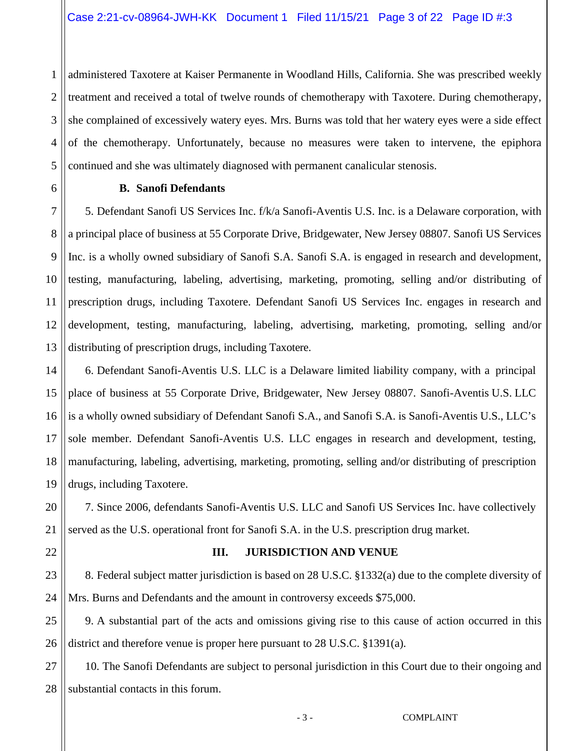administered Taxotere at Kaiser Permanente in Woodland Hills, California. She was prescribed weekly treatment and received a total of twelve rounds of chemotherapy with Taxotere. During chemotherapy, she complained of excessively watery eyes. Mrs. Burns was told that her watery eyes were a side effect of the chemotherapy. Unfortunately, because no measures were taken to intervene, the epiphora continued and she was ultimately diagnosed with permanent canalicular stenosis.

**B. Sanofi Defendants**

5. Defendant Sanofi US Services Inc. f/k/a Sanofi-Aventis U.S. Inc. is a Delaware corporation, with a principal place of business at 55 Corporate Drive, Bridgewater, New Jersey 08807. Sanofi US Services Inc. is a wholly owned subsidiary of Sanofi S.A. Sanofi S.A. is engaged in research and development, testing, manufacturing, labeling, advertising, marketing, promoting, selling and/or distributing of prescription drugs, including Taxotere. Defendant Sanofi US Services Inc. engages in research and development, testing, manufacturing, labeling, advertising, marketing, promoting, selling and/or distributing of prescription drugs, including Taxotere.

6. Defendant Sanofi-Aventis U.S. LLC is a Delaware limited liability company, with a principal place of business at 55 Corporate Drive, Bridgewater, New Jersey 08807. Sanofi-Aventis U.S. LLC is a wholly owned subsidiary of Defendant Sanofi S.A., and Sanofi S.A. is Sanofi-Aventis U.S., LLC's sole member. Defendant Sanofi-Aventis U.S. LLC engages in research and development, testing, manufacturing, labeling, advertising, marketing, promoting, selling and/or distributing of prescription drugs, including Taxotere.

7. Since 2006, defendants Sanofi-Aventis U.S. LLC and Sanofi US Services Inc. have collectively served as the U.S. operational front for Sanofi S.A. in the U.S. prescription drug market.

## III. JURISDICTION AND VENUE

8. Federal subject matter jurisdiction is based on 28 U.S.C. §1332(a) due to the complete diversity of Mrs. Burns and Defendants and the amount in controversy exceeds $75,000.

9. A substantial part of the acts and omissions giving rise to this cause of action occurred in this district and therefore venue is proper here pursuant to 28 U.S.C. §1391(a).

10. The Sanofi Defendants are subject to personal jurisdiction in this Court due to their ongoing and substantial contacts in this forum.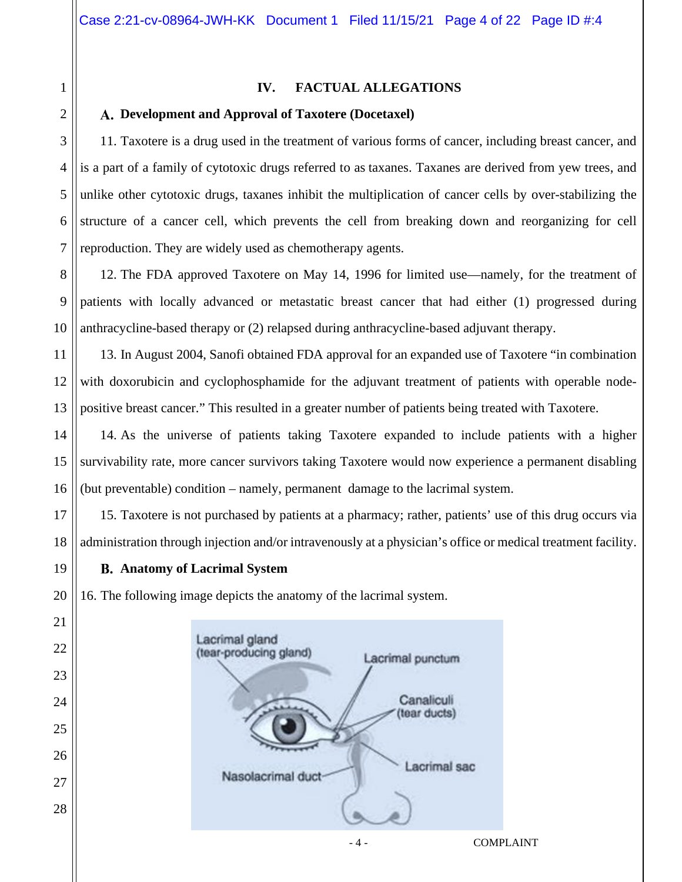## IV. FACTUAL ALLEGATIONS

### A. Development and Approval of Taxotere (Docetaxel)

11. Taxotere is a drug used in the treatment of various forms of cancer, including breast cancer, and is a part of a family of cytotoxic drugs referred to as taxanes. Taxanes are derived from yew trees, and unlike other cytotoxic drugs, taxanes inhibit the multiplication of cancer cells by over-stabilizing the structure of a cancer cell, which prevents the cell from breaking down and reorganizing for cell reproduction. They are widely used as chemotherapy agents.

12. The FDA approved Taxotere on May 14, 1996 for limited use—namely, for the treatment of patients with locally advanced or metastatic breast cancer that had either (1) progressed during anthracycline-based therapy or (2) relapsed during anthracycline-based adjuvant therapy.

13. In August 2004, Sanofi obtained FDA approval for an expanded use of Taxotere "in combination with doxorubicin and cyclophosphamide for the adjuvant treatment of patients with operable node-positive breast cancer." This resulted in a greater number of patients being treated with Taxotere.

14. As the universe of patients taking Taxotere expanded to include patients with a higher survivability rate, more cancer survivors taking Taxotere would now experience a permanent disabling (but preventable) condition – namely, permanent damage to the lacrimal system.

15. Taxotere is not purchased by patients at a pharmacy; rather, patients' use of this drug occurs via administration through injection and/or intravenously at a physician's office or medical treatment facility.

### B. Anatomy of Lacrimal System

16. The following image depicts the anatomy of the lacrimal system.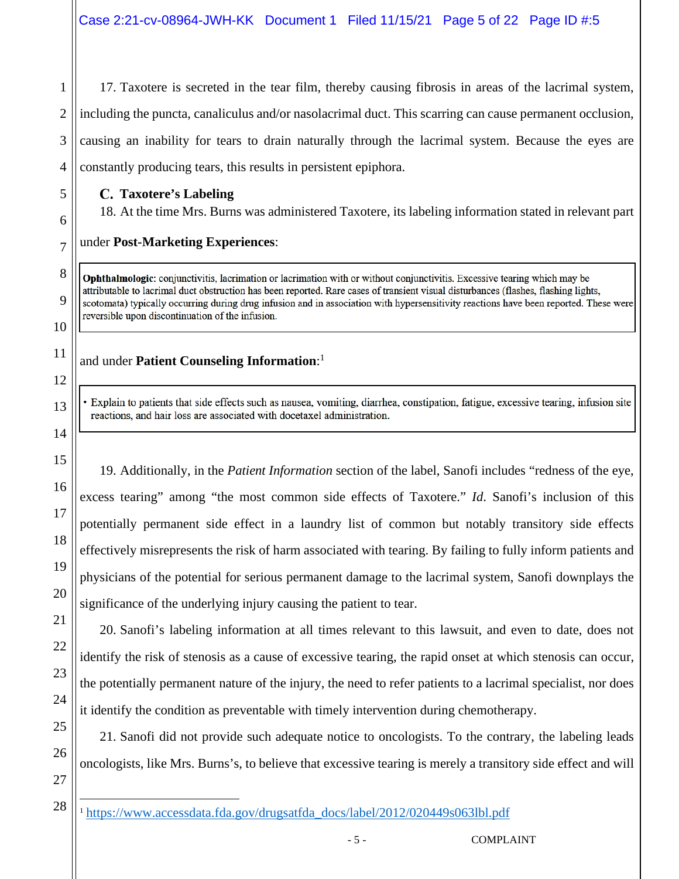17. Taxotere is secreted in the tear film, thereby causing fibrosis in areas of the lacrimal system, including the puncta, canaliculus and/or nasolacrimal duct. This scarring can cause permanent occlusion, causing an inability for tears to drain naturally through the lacrimal system. Because the eyes are constantly producing tears, this results in persistent epiphora.

### C. Taxotere's Labeling

18. At the time Mrs. Burns was administered Taxotere, its labeling information stated in relevant part under **Post-Marketing Experiences**:

> **Ophthalmologic:** conjunctivitis, lacrimation or lacrimation with or without conjunctivitis. Excessive tearing which may be attributable to lacrimal duct obstruction has been reported. Rare cases of transient visual disturbances (flashes, flashing lights, scotomata) typically occurring during drug infusion and in association with hypersensitivity reactions have been reported. These were reversible upon discontinuation of the infusion.

and under **Patient Counseling Information**:[1]

> - Explain to patients that side effects such as nausea, vomiting, diarrhea, constipation, fatigue, excessive tearing, infusion site reactions, and hair loss are associated with docetaxel administration.

19. Additionally, in the *Patient Information* section of the label, Sanofi includes "redness of the eye, excess tearing" among "the most common side effects of Taxotere." *Id.* Sanofi's inclusion of this potentially permanent side effect in a laundry list of common but notably transitory side effects effectively misrepresents the risk of harm associated with tearing. By failing to fully inform patients and physicians of the potential for serious permanent damage to the lacrimal system, Sanofi downplays the significance of the underlying injury causing the patient to tear.

20. Sanofi's labeling information at all times relevant to this lawsuit, and even to date, does not identify the risk of stenosis as a cause of excessive tearing, the rapid onset at which stenosis can occur, the potentially permanent nature of the injury, the need to refer patients to a lacrimal specialist, nor does it identify the condition as preventable with timely intervention during chemotherapy.

21. Sanofi did not provide such adequate notice to oncologists. To the contrary, the labeling leads oncologists, like Mrs. Burns's, to believe that excessive tearing is merely a transitory side effect and will

---

[1] https://www.accessdata.fda.gov/drugsatfda_docs/label/2012/020449s063lbl.pdf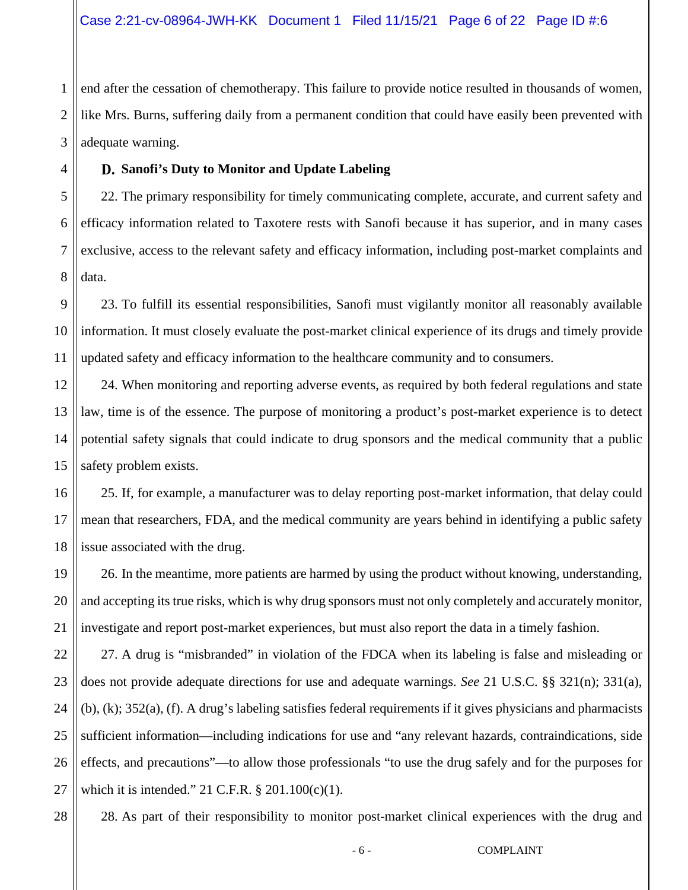end after the cessation of chemotherapy. This failure to provide notice resulted in thousands of women, like Mrs. Burns, suffering daily from a permanent condition that could have easily been prevented with adequate warning.

### D. Sanofi's Duty to Monitor and Update Labeling

22. The primary responsibility for timely communicating complete, accurate, and current safety and efficacy information related to Taxotere rests with Sanofi because it has superior, and in many cases exclusive, access to the relevant safety and efficacy information, including post-market complaints and data.

23. To fulfill its essential responsibilities, Sanofi must vigilantly monitor all reasonably available information. It must closely evaluate the post-market clinical experience of its drugs and timely provide updated safety and efficacy information to the healthcare community and to consumers.

24. When monitoring and reporting adverse events, as required by both federal regulations and state law, time is of the essence. The purpose of monitoring a product's post-market experience is to detect potential safety signals that could indicate to drug sponsors and the medical community that a public safety problem exists.

25. If, for example, a manufacturer was to delay reporting post-market information, that delay could mean that researchers, FDA, and the medical community are years behind in identifying a public safety issue associated with the drug.

26. In the meantime, more patients are harmed by using the product without knowing, understanding, and accepting its true risks, which is why drug sponsors must not only completely and accurately monitor, investigate and report post-market experiences, but must also report the data in a timely fashion.

27. A drug is "misbranded" in violation of the FDCA when its labeling is false and misleading or does not provide adequate directions for use and adequate warnings. *See* 21 U.S.C. §§ 321(n); 331(a), (b), (k); 352(a), (f). A drug's labeling satisfies federal requirements if it gives physicians and pharmacists sufficient information—including indications for use and "any relevant hazards, contraindications, side effects, and precautions"—to allow those professionals "to use the drug safely and for the purposes for which it is intended." 21 C.F.R. § 201.100(c)(1).

28. As part of their responsibility to monitor post-market clinical experiences with the drug and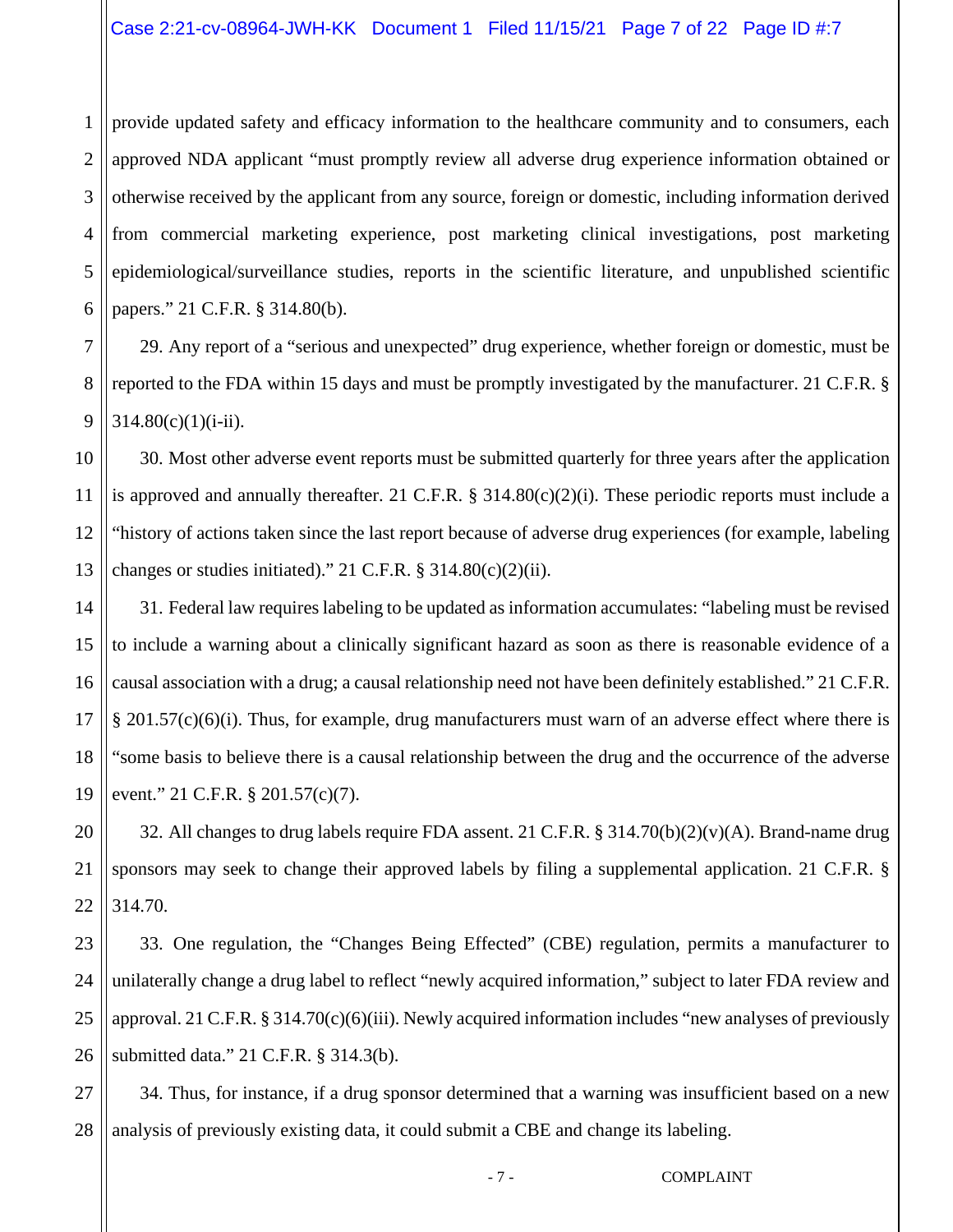provide updated safety and efficacy information to the healthcare community and to consumers, each approved NDA applicant "must promptly review all adverse drug experience information obtained or otherwise received by the applicant from any source, foreign or domestic, including information derived from commercial marketing experience, post marketing clinical investigations, post marketing epidemiological/surveillance studies, reports in the scientific literature, and unpublished scientific papers." 21 C.F.R. § 314.80(b).

29. Any report of a "serious and unexpected" drug experience, whether foreign or domestic, must be reported to the FDA within 15 days and must be promptly investigated by the manufacturer. 21 C.F.R. § 314.80(c)(1)(i-ii).

30. Most other adverse event reports must be submitted quarterly for three years after the application is approved and annually thereafter. 21 C.F.R. § 314.80(c)(2)(i). These periodic reports must include a "history of actions taken since the last report because of adverse drug experiences (for example, labeling changes or studies initiated)." 21 C.F.R. § 314.80(c)(2)(ii).

31. Federal law requires labeling to be updated as information accumulates: "labeling must be revised to include a warning about a clinically significant hazard as soon as there is reasonable evidence of a causal association with a drug; a causal relationship need not have been definitely established." 21 C.F.R. § 201.57(c)(6)(i). Thus, for example, drug manufacturers must warn of an adverse effect where there is "some basis to believe there is a causal relationship between the drug and the occurrence of the adverse event." 21 C.F.R. § 201.57(c)(7).

32. All changes to drug labels require FDA assent. 21 C.F.R. § 314.70(b)(2)(v)(A). Brand-name drug sponsors may seek to change their approved labels by filing a supplemental application. 21 C.F.R. § 314.70.

33. One regulation, the "Changes Being Effected" (CBE) regulation, permits a manufacturer to unilaterally change a drug label to reflect "newly acquired information," subject to later FDA review and approval. 21 C.F.R. § 314.70(c)(6)(iii). Newly acquired information includes "new analyses of previously submitted data." 21 C.F.R. § 314.3(b).

34. Thus, for instance, if a drug sponsor determined that a warning was insufficient based on a new analysis of previously existing data, it could submit a CBE and change its labeling.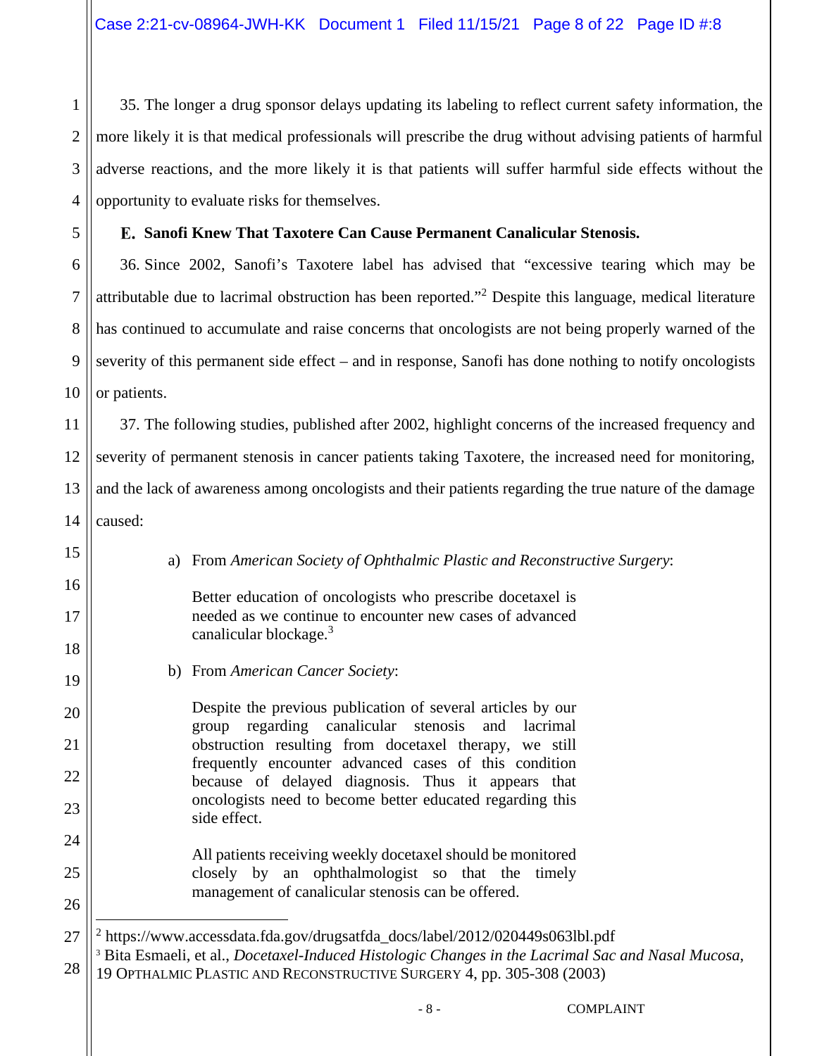35. The longer a drug sponsor delays updating its labeling to reflect current safety information, the more likely it is that medical professionals will prescribe the drug without advising patients of harmful adverse reactions, and the more likely it is that patients will suffer harmful side effects without the opportunity to evaluate risks for themselves.

### E. Sanofi Knew That Taxotere Can Cause Permanent Canalicular Stenosis.

36. Since 2002, Sanofi's Taxotere label has advised that "excessive tearing which may be attributable due to lacrimal obstruction has been reported."[2] Despite this language, medical literature has continued to accumulate and raise concerns that oncologists are not being properly warned of the severity of this permanent side effect – and in response, Sanofi has done nothing to notify oncologists or patients.

37. The following studies, published after 2002, highlight concerns of the increased frequency and severity of permanent stenosis in cancer patients taking Taxotere, the increased need for monitoring, and the lack of awareness among oncologists and their patients regarding the true nature of the damage caused:

a) From *American Society of Ophthalmic Plastic and Reconstructive Surgery*:

> Better education of oncologists who prescribe docetaxel is needed as we continue to encounter new cases of advanced canalicular blockage.[3]

b) From *American Cancer Society*:

> Despite the previous publication of several articles by our group regarding canalicular stenosis and lacrimal obstruction resulting from docetaxel therapy, we still frequently encounter advanced cases of this condition because of delayed diagnosis. Thus it appears that oncologists need to become better educated regarding this side effect.
>
> All patients receiving weekly docetaxel should be monitored closely by an ophthalmologist so that the timely management of canalicular stenosis can be offered.

---

[2] https://www.accessdata.fda.gov/drugsatfda_docs/label/2012/020449s063lbl.pdf

[3] Bita Esmaeli, et al., *Docetaxel-Induced Histologic Changes in the Lacrimal Sac and Nasal Mucosa*, 19 OPTHALMIC PLASTIC AND RECONSTRUCTIVE SURGERY 4, pp. 305-308 (2003)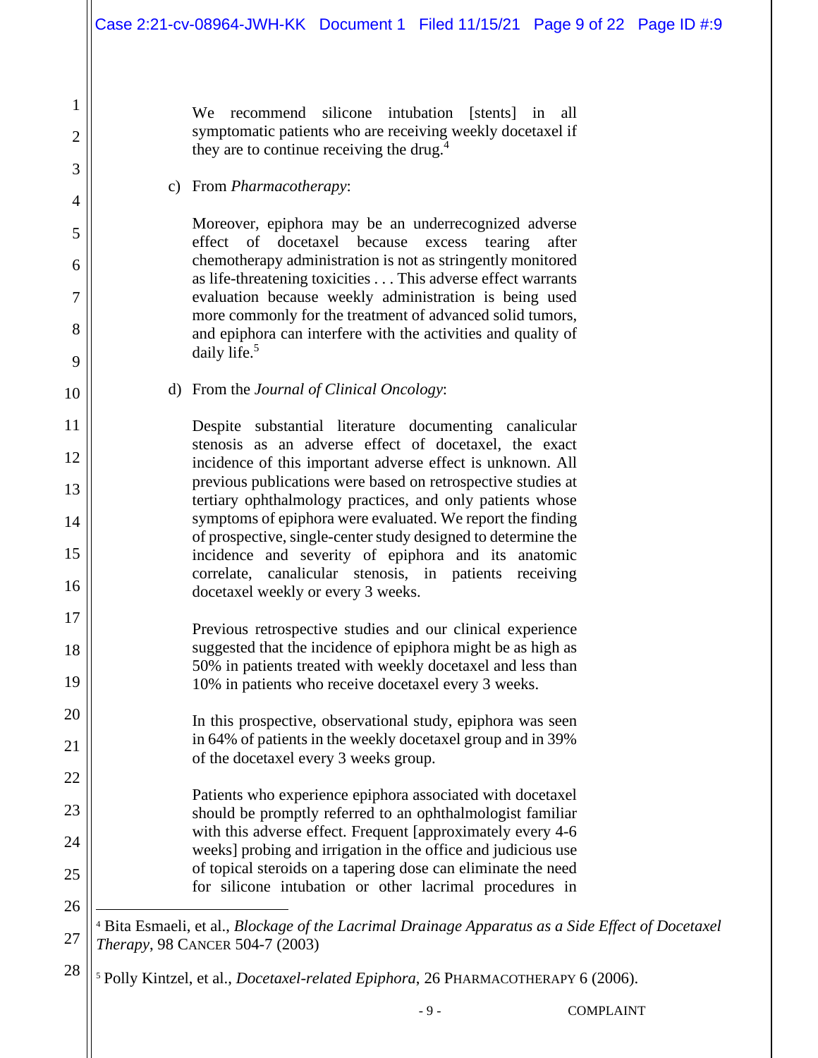> We recommend silicone intubation [stents] in all symptomatic patients who are receiving weekly docetaxel if they are to continue receiving the drug.[4]

c) From *Pharmacotherapy*:

> Moreover, epiphora may be an underrecognized adverse effect of docetaxel because excess tearing after chemotherapy administration is not as stringently monitored as life-threatening toxicities . . . This adverse effect warrants evaluation because weekly administration is being used more commonly for the treatment of advanced solid tumors, and epiphora can interfere with the activities and quality of daily life.[5]

d) From the *Journal of Clinical Oncology*:

> Despite substantial literature documenting canalicular stenosis as an adverse effect of docetaxel, the exact incidence of this important adverse effect is unknown. All previous publications were based on retrospective studies at tertiary ophthalmology practices, and only patients whose symptoms of epiphora were evaluated. We report the finding of prospective, single-center study designed to determine the incidence and severity of epiphora and its anatomic correlate, canalicular stenosis, in patients receiving docetaxel weekly or every 3 weeks.
>
> Previous retrospective studies and our clinical experience suggested that the incidence of epiphora might be as high as 50% in patients treated with weekly docetaxel and less than 10% in patients who receive docetaxel every 3 weeks.
>
> In this prospective, observational study, epiphora was seen in 64% of patients in the weekly docetaxel group and in 39% of the docetaxel every 3 weeks group.
>
> Patients who experience epiphora associated with docetaxel should be promptly referred to an ophthalmologist familiar with this adverse effect. Frequent [approximately every 4-6 weeks] probing and irrigation in the office and judicious use of topical steroids on a tapering dose can eliminate the need for silicone intubation or other lacrimal procedures in

---

[4] Bita Esmaeli, et al., *Blockage of the Lacrimal Drainage Apparatus as a Side Effect of Docetaxel Therapy*, 98 CANCER 504-7 (2003)

[5] Polly Kintzel, et al., *Docetaxel-related Epiphora*, 26 PHARMACOTHERAPY 6 (2006).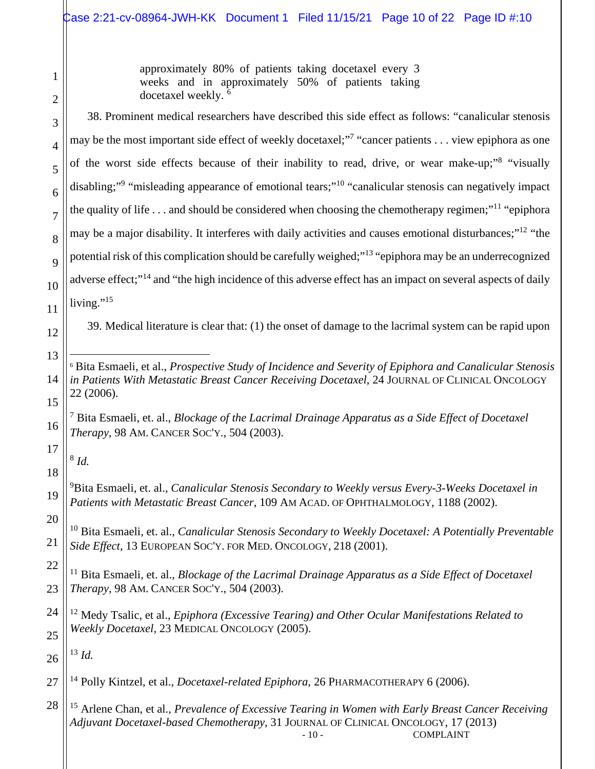> approximately 80% of patients taking docetaxel every 3 weeks and in approximately 50% of patients taking docetaxel weekly. [6]

38. Prominent medical researchers have described this side effect as follows: "canalicular stenosis may be the most important side effect of weekly docetaxel;"[7] "cancer patients . . . view epiphora as one of the worst side effects because of their inability to read, drive, or wear make-up;"[8] "visually disabling;"[9] "misleading appearance of emotional tears;"[10] "canalicular stenosis can negatively impact the quality of life . . . and should be considered when choosing the chemotherapy regimen;"[11] "epiphora may be a major disability. It interferes with daily activities and causes emotional disturbances;"[12] "the potential risk of this complication should be carefully weighed;"[13] "epiphora may be an underrecognized adverse effect;"[14] and "the high incidence of this adverse effect has an impact on several aspects of daily living."[15]

39. Medical literature is clear that: (1) the onset of damage to the lacrimal system can be rapid upon

---

[6] Bita Esmaeli, et al., *Prospective Study of Incidence and Severity of Epiphora and Canalicular Stenosis in Patients With Metastatic Breast Cancer Receiving Docetaxel*, 24 JOURNAL OF CLINICAL ONCOLOGY 22 (2006).

[7] Bita Esmaeli, et. al., *Blockage of the Lacrimal Drainage Apparatus as a Side Effect of Docetaxel Therapy*, 98 AM. CANCER SOC'Y., 504 (2003).

[8] *Id.*

[9] Bita Esmaeli, et. al., *Canalicular Stenosis Secondary to Weekly versus Every-3-Weeks Docetaxel in Patients with Metastatic Breast Cancer*, 109 AM ACAD. OF OPHTHALMOLOGY, 1188 (2002).

[10] Bita Esmaeli, et. al., *Canalicular Stenosis Secondary to Weekly Docetaxel: A Potentially Preventable Side Effect*, 13 EUROPEAN SOC'Y. FOR MED. ONCOLOGY, 218 (2001).

[11] Bita Esmaeli, et. al., *Blockage of the Lacrimal Drainage Apparatus as a Side Effect of Docetaxel Therapy*, 98 AM. CANCER SOC'Y., 504 (2003).

[12] Medy Tsalic, et al., *Epiphora (Excessive Tearing) and Other Ocular Manifestations Related to Weekly Docetaxel*, 23 MEDICAL ONCOLOGY (2005).

[13] *Id.*

[14] Polly Kintzel, et al., *Docetaxel-related Epiphora*, 26 PHARMACOTHERAPY 6 (2006).

[15] Arlene Chan, et al., *Prevalence of Excessive Tearing in Women with Early Breast Cancer Receiving Adjuvant Docetaxel-based Chemotherapy*, 31 JOURNAL OF CLINICAL ONCOLOGY, 17 (2013)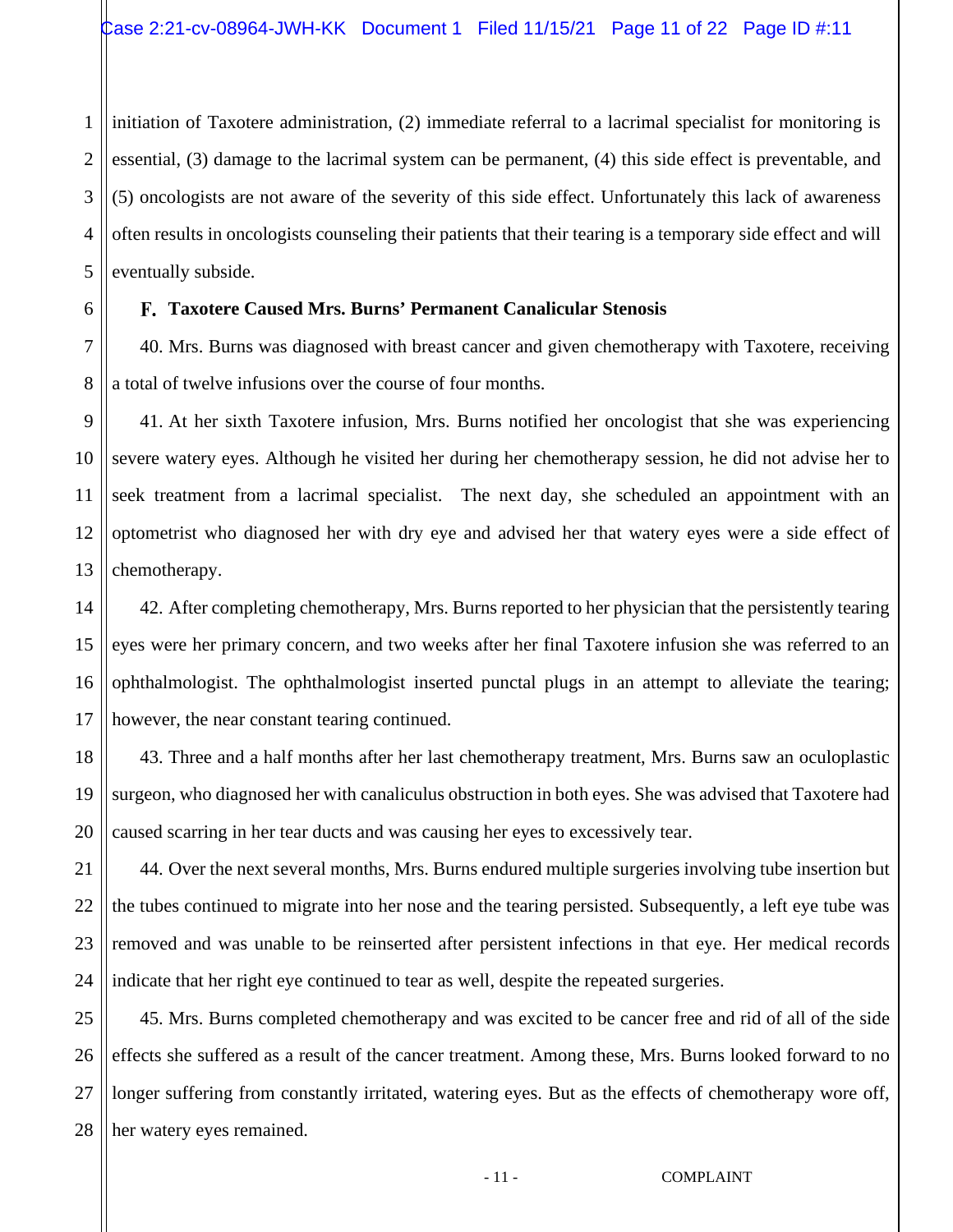initiation of Taxotere administration, (2) immediate referral to a lacrimal specialist for monitoring is essential, (3) damage to the lacrimal system can be permanent, (4) this side effect is preventable, and (5) oncologists are not aware of the severity of this side effect. Unfortunately this lack of awareness often results in oncologists counseling their patients that their tearing is a temporary side effect and will eventually subside.

### F. Taxotere Caused Mrs. Burns' Permanent Canalicular Stenosis

40. Mrs. Burns was diagnosed with breast cancer and given chemotherapy with Taxotere, receiving a total of twelve infusions over the course of four months.

41. At her sixth Taxotere infusion, Mrs. Burns notified her oncologist that she was experiencing severe watery eyes. Although he visited her during her chemotherapy session, he did not advise her to seek treatment from a lacrimal specialist. The next day, she scheduled an appointment with an optometrist who diagnosed her with dry eye and advised her that watery eyes were a side effect of chemotherapy.

42. After completing chemotherapy, Mrs. Burns reported to her physician that the persistently tearing eyes were her primary concern, and two weeks after her final Taxotere infusion she was referred to an ophthalmologist. The ophthalmologist inserted punctal plugs in an attempt to alleviate the tearing; however, the near constant tearing continued.

43. Three and a half months after her last chemotherapy treatment, Mrs. Burns saw an oculoplastic surgeon, who diagnosed her with canaliculus obstruction in both eyes. She was advised that Taxotere had caused scarring in her tear ducts and was causing her eyes to excessively tear.

44. Over the next several months, Mrs. Burns endured multiple surgeries involving tube insertion but the tubes continued to migrate into her nose and the tearing persisted. Subsequently, a left eye tube was removed and was unable to be reinserted after persistent infections in that eye. Her medical records indicate that her right eye continued to tear as well, despite the repeated surgeries.

45. Mrs. Burns completed chemotherapy and was excited to be cancer free and rid of all of the side effects she suffered as a result of the cancer treatment. Among these, Mrs. Burns looked forward to no longer suffering from constantly irritated, watering eyes. But as the effects of chemotherapy wore off, her watery eyes remained.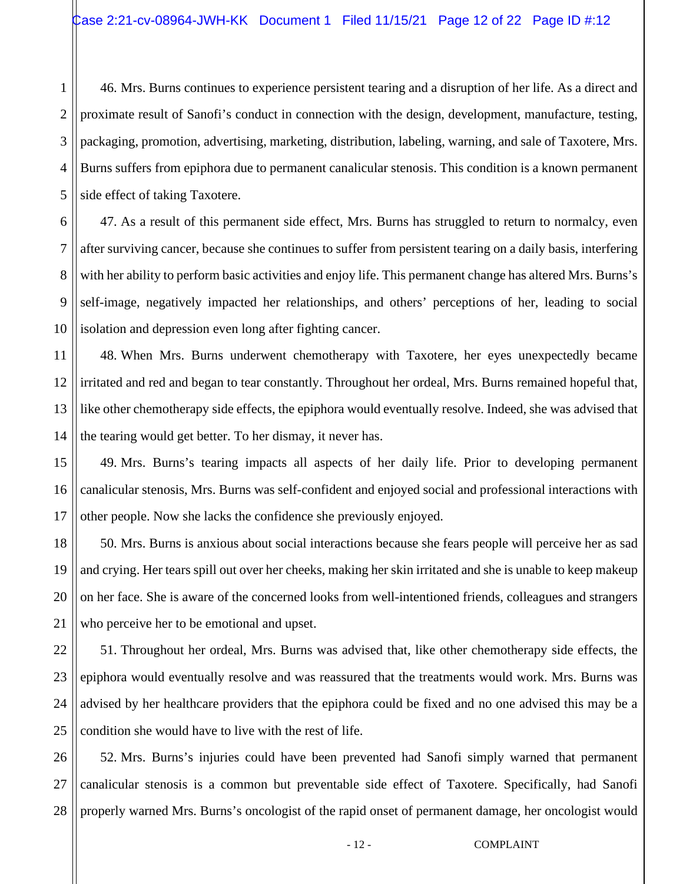46. Mrs. Burns continues to experience persistent tearing and a disruption of her life. As a direct and proximate result of Sanofi's conduct in connection with the design, development, manufacture, testing, packaging, promotion, advertising, marketing, distribution, labeling, warning, and sale of Taxotere, Mrs. Burns suffers from epiphora due to permanent canalicular stenosis. This condition is a known permanent side effect of taking Taxotere.

47. As a result of this permanent side effect, Mrs. Burns has struggled to return to normalcy, even after surviving cancer, because she continues to suffer from persistent tearing on a daily basis, interfering with her ability to perform basic activities and enjoy life. This permanent change has altered Mrs. Burns's self-image, negatively impacted her relationships, and others' perceptions of her, leading to social isolation and depression even long after fighting cancer.

48. When Mrs. Burns underwent chemotherapy with Taxotere, her eyes unexpectedly became irritated and red and began to tear constantly. Throughout her ordeal, Mrs. Burns remained hopeful that, like other chemotherapy side effects, the epiphora would eventually resolve. Indeed, she was advised that the tearing would get better. To her dismay, it never has.

49. Mrs. Burns's tearing impacts all aspects of her daily life. Prior to developing permanent canalicular stenosis, Mrs. Burns was self-confident and enjoyed social and professional interactions with other people. Now she lacks the confidence she previously enjoyed.

50. Mrs. Burns is anxious about social interactions because she fears people will perceive her as sad and crying. Her tears spill out over her cheeks, making her skin irritated and she is unable to keep makeup on her face. She is aware of the concerned looks from well-intentioned friends, colleagues and strangers who perceive her to be emotional and upset.

51. Throughout her ordeal, Mrs. Burns was advised that, like other chemotherapy side effects, the epiphora would eventually resolve and was reassured that the treatments would work. Mrs. Burns was advised by her healthcare providers that the epiphora could be fixed and no one advised this may be a condition she would have to live with the rest of life.

52. Mrs. Burns's injuries could have been prevented had Sanofi simply warned that permanent canalicular stenosis is a common but preventable side effect of Taxotere. Specifically, had Sanofi properly warned Mrs. Burns's oncologist of the rapid onset of permanent damage, her oncologist would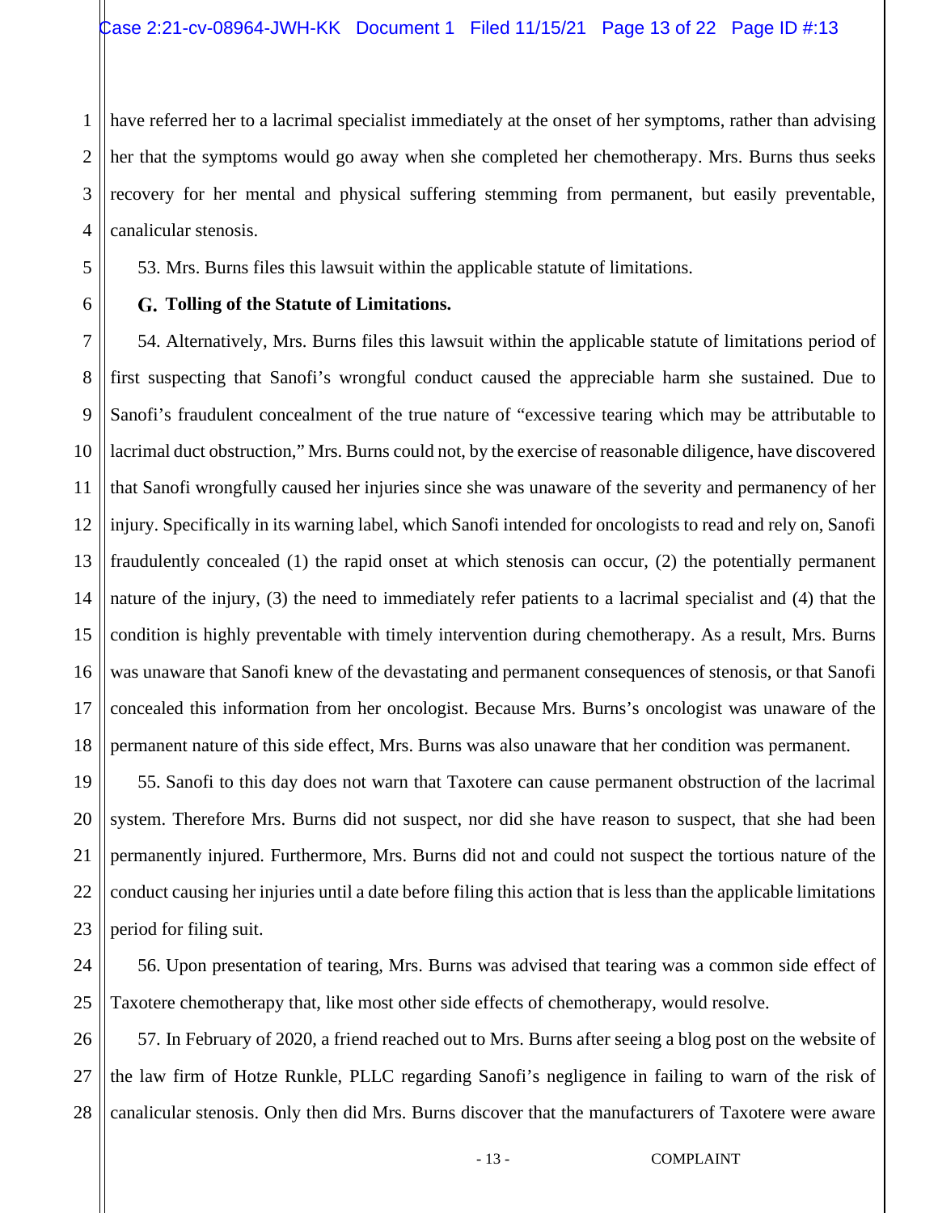have referred her to a lacrimal specialist immediately at the onset of her symptoms, rather than advising her that the symptoms would go away when she completed her chemotherapy. Mrs. Burns thus seeks recovery for her mental and physical suffering stemming from permanent, but easily preventable, canalicular stenosis.

53. Mrs. Burns files this lawsuit within the applicable statute of limitations.

### G. Tolling of the Statute of Limitations.

54. Alternatively, Mrs. Burns files this lawsuit within the applicable statute of limitations period of first suspecting that Sanofi's wrongful conduct caused the appreciable harm she sustained. Due to Sanofi's fraudulent concealment of the true nature of "excessive tearing which may be attributable to lacrimal duct obstruction," Mrs. Burns could not, by the exercise of reasonable diligence, have discovered that Sanofi wrongfully caused her injuries since she was unaware of the severity and permanency of her injury. Specifically in its warning label, which Sanofi intended for oncologists to read and rely on, Sanofi fraudulently concealed (1) the rapid onset at which stenosis can occur, (2) the potentially permanent nature of the injury, (3) the need to immediately refer patients to a lacrimal specialist and (4) that the condition is highly preventable with timely intervention during chemotherapy. As a result, Mrs. Burns was unaware that Sanofi knew of the devastating and permanent consequences of stenosis, or that Sanofi concealed this information from her oncologist. Because Mrs. Burns's oncologist was unaware of the permanent nature of this side effect, Mrs. Burns was also unaware that her condition was permanent.

55. Sanofi to this day does not warn that Taxotere can cause permanent obstruction of the lacrimal system. Therefore Mrs. Burns did not suspect, nor did she have reason to suspect, that she had been permanently injured. Furthermore, Mrs. Burns did not and could not suspect the tortious nature of the conduct causing her injuries until a date before filing this action that is less than the applicable limitations period for filing suit.

56. Upon presentation of tearing, Mrs. Burns was advised that tearing was a common side effect of Taxotere chemotherapy that, like most other side effects of chemotherapy, would resolve.

57. In February of 2020, a friend reached out to Mrs. Burns after seeing a blog post on the website of the law firm of Hotze Runkle, PLLC regarding Sanofi's negligence in failing to warn of the risk of canalicular stenosis. Only then did Mrs. Burns discover that the manufacturers of Taxotere were aware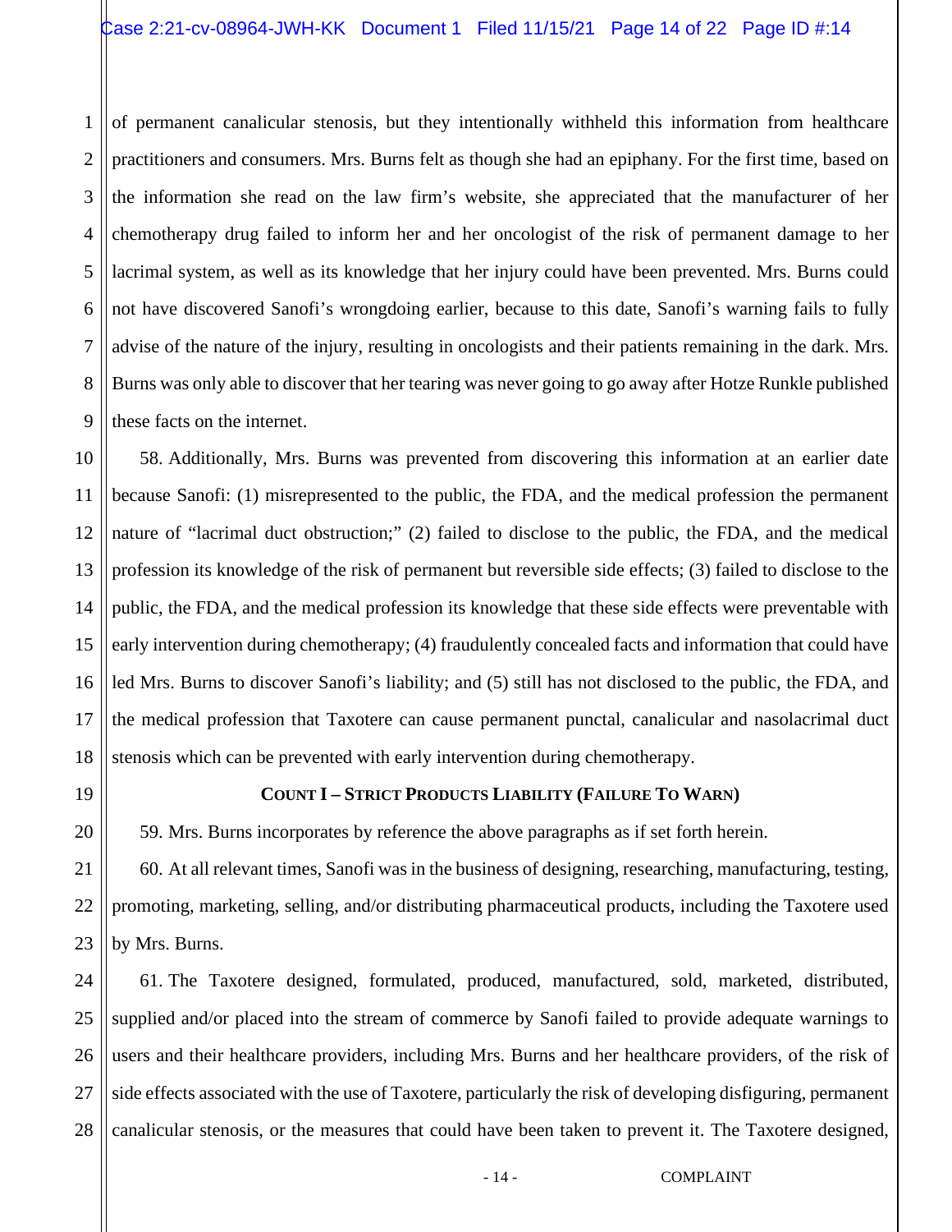of permanent canalicular stenosis, but they intentionally withheld this information from healthcare practitioners and consumers. Mrs. Burns felt as though she had an epiphany. For the first time, based on the information she read on the law firm's website, she appreciated that the manufacturer of her chemotherapy drug failed to inform her and her oncologist of the risk of permanent damage to her lacrimal system, as well as its knowledge that her injury could have been prevented. Mrs. Burns could not have discovered Sanofi's wrongdoing earlier, because to this date, Sanofi's warning fails to fully advise of the nature of the injury, resulting in oncologists and their patients remaining in the dark. Mrs. Burns was only able to discover that her tearing was never going to go away after Hotze Runkle published these facts on the internet.

58. Additionally, Mrs. Burns was prevented from discovering this information at an earlier date because Sanofi: (1) misrepresented to the public, the FDA, and the medical profession the permanent nature of "lacrimal duct obstruction;" (2) failed to disclose to the public, the FDA, and the medical profession its knowledge of the risk of permanent but reversible side effects; (3) failed to disclose to the public, the FDA, and the medical profession its knowledge that these side effects were preventable with early intervention during chemotherapy; (4) fraudulently concealed facts and information that could have led Mrs. Burns to discover Sanofi's liability; and (5) still has not disclosed to the public, the FDA, and the medical profession that Taxotere can cause permanent punctal, canalicular and nasolacrimal duct stenosis which can be prevented with early intervention during chemotherapy.

## COUNT I – STRICT PRODUCTS LIABILITY (FAILURE TO WARN)

59. Mrs. Burns incorporates by reference the above paragraphs as if set forth herein.

60. At all relevant times, Sanofi was in the business of designing, researching, manufacturing, testing, promoting, marketing, selling, and/or distributing pharmaceutical products, including the Taxotere used by Mrs. Burns.

61. The Taxotere designed, formulated, produced, manufactured, sold, marketed, distributed, supplied and/or placed into the stream of commerce by Sanofi failed to provide adequate warnings to users and their healthcare providers, including Mrs. Burns and her healthcare providers, of the risk of side effects associated with the use of Taxotere, particularly the risk of developing disfiguring, permanent canalicular stenosis, or the measures that could have been taken to prevent it. The Taxotere designed,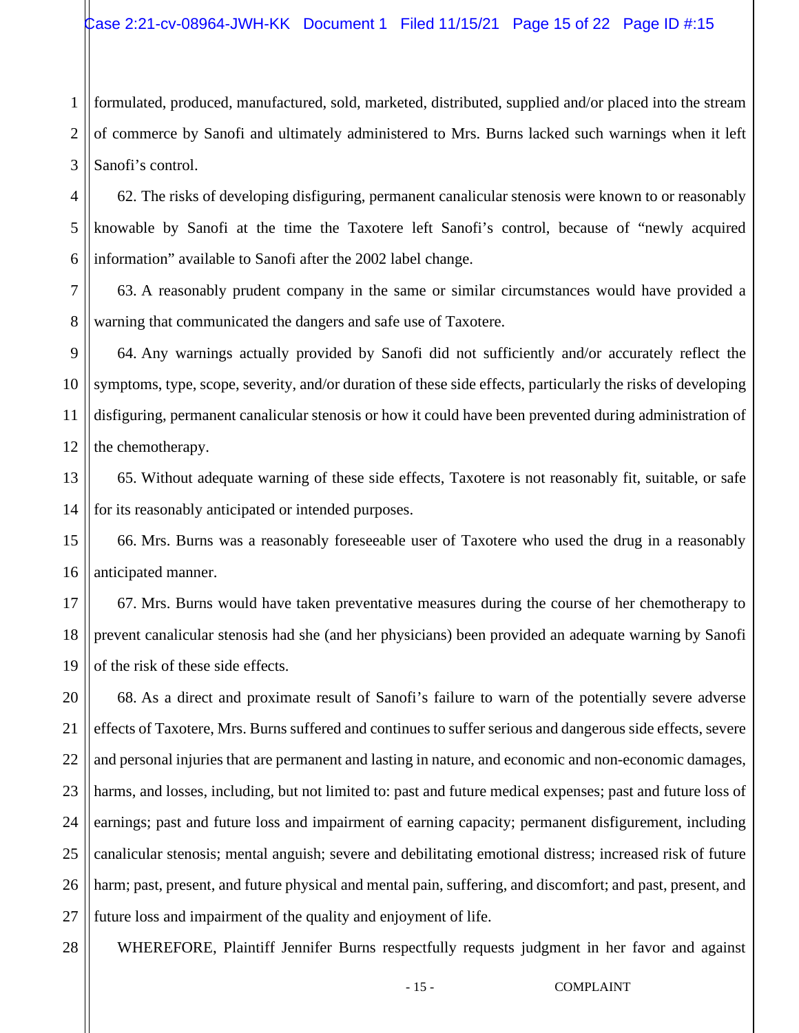formulated, produced, manufactured, sold, marketed, distributed, supplied and/or placed into the stream of commerce by Sanofi and ultimately administered to Mrs. Burns lacked such warnings when it left Sanofi's control.

62. The risks of developing disfiguring, permanent canalicular stenosis were known to or reasonably knowable by Sanofi at the time the Taxotere left Sanofi's control, because of "newly acquired information" available to Sanofi after the 2002 label change.

63. A reasonably prudent company in the same or similar circumstances would have provided a warning that communicated the dangers and safe use of Taxotere.

64. Any warnings actually provided by Sanofi did not sufficiently and/or accurately reflect the symptoms, type, scope, severity, and/or duration of these side effects, particularly the risks of developing disfiguring, permanent canalicular stenosis or how it could have been prevented during administration of the chemotherapy.

65. Without adequate warning of these side effects, Taxotere is not reasonably fit, suitable, or safe for its reasonably anticipated or intended purposes.

66. Mrs. Burns was a reasonably foreseeable user of Taxotere who used the drug in a reasonably anticipated manner.

67. Mrs. Burns would have taken preventative measures during the course of her chemotherapy to prevent canalicular stenosis had she (and her physicians) been provided an adequate warning by Sanofi of the risk of these side effects.

68. As a direct and proximate result of Sanofi's failure to warn of the potentially severe adverse effects of Taxotere, Mrs. Burns suffered and continues to suffer serious and dangerous side effects, severe and personal injuries that are permanent and lasting in nature, and economic and non-economic damages, harms, and losses, including, but not limited to: past and future medical expenses; past and future loss of earnings; past and future loss and impairment of earning capacity; permanent disfigurement, including canalicular stenosis; mental anguish; severe and debilitating emotional distress; increased risk of future harm; past, present, and future physical and mental pain, suffering, and discomfort; and past, present, and future loss and impairment of the quality and enjoyment of life.

WHEREFORE, Plaintiff Jennifer Burns respectfully requests judgment in her favor and against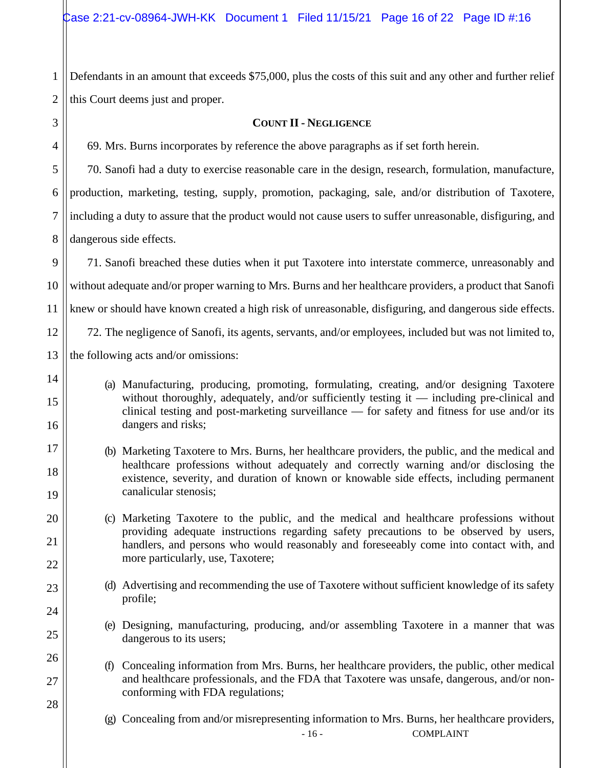Defendants in an amount that exceeds $75,000, plus the costs of this suit and any other and further relief this Court deems just and proper.

## COUNT II - NEGLIGENCE

69. Mrs. Burns incorporates by reference the above paragraphs as if set forth herein.

70. Sanofi had a duty to exercise reasonable care in the design, research, formulation, manufacture, production, marketing, testing, supply, promotion, packaging, sale, and/or distribution of Taxotere, including a duty to assure that the product would not cause users to suffer unreasonable, disfiguring, and dangerous side effects.

71. Sanofi breached these duties when it put Taxotere into interstate commerce, unreasonably and without adequate and/or proper warning to Mrs. Burns and her healthcare providers, a product that Sanofi knew or should have known created a high risk of unreasonable, disfiguring, and dangerous side effects.

72. The negligence of Sanofi, its agents, servants, and/or employees, included but was not limited to, the following acts and/or omissions:

(a) Manufacturing, producing, promoting, formulating, creating, and/or designing Taxotere without thoroughly, adequately, and/or sufficiently testing it — including pre-clinical and clinical testing and post-marketing surveillance — for safety and fitness for use and/or its dangers and risks;

(b) Marketing Taxotere to Mrs. Burns, her healthcare providers, the public, and the medical and healthcare professions without adequately and correctly warning and/or disclosing the existence, severity, and duration of known or knowable side effects, including permanent canalicular stenosis;

(c) Marketing Taxotere to the public, and the medical and healthcare professions without providing adequate instructions regarding safety precautions to be observed by users, handlers, and persons who would reasonably and foreseeably come into contact with, and more particularly, use, Taxotere;

(d) Advertising and recommending the use of Taxotere without sufficient knowledge of its safety profile;

(e) Designing, manufacturing, producing, and/or assembling Taxotere in a manner that was dangerous to its users;

(f) Concealing information from Mrs. Burns, her healthcare providers, the public, other medical and healthcare professionals, and the FDA that Taxotere was unsafe, dangerous, and/or non-conforming with FDA regulations;

(g) Concealing from and/or misrepresenting information to Mrs. Burns, her healthcare providers,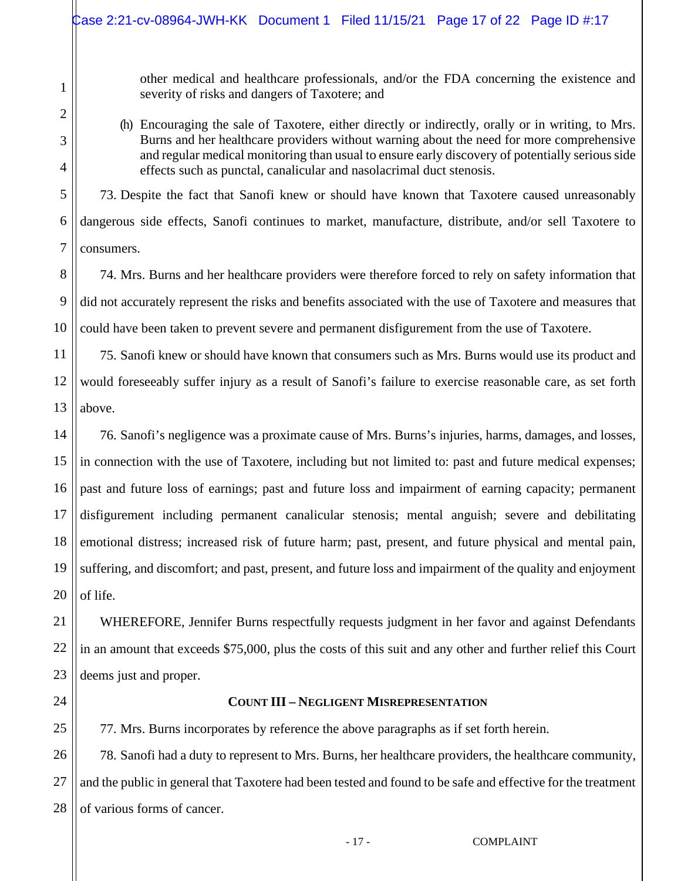other medical and healthcare professionals, and/or the FDA concerning the existence and severity of risks and dangers of Taxotere; and

(h) Encouraging the sale of Taxotere, either directly or indirectly, orally or in writing, to Mrs. Burns and her healthcare providers without warning about the need for more comprehensive and regular medical monitoring than usual to ensure early discovery of potentially serious side effects such as punctal, canalicular and nasolacrimal duct stenosis.

73. Despite the fact that Sanofi knew or should have known that Taxotere caused unreasonably dangerous side effects, Sanofi continues to market, manufacture, distribute, and/or sell Taxotere to consumers.

74. Mrs. Burns and her healthcare providers were therefore forced to rely on safety information that did not accurately represent the risks and benefits associated with the use of Taxotere and measures that could have been taken to prevent severe and permanent disfigurement from the use of Taxotere.

75. Sanofi knew or should have known that consumers such as Mrs. Burns would use its product and would foreseeably suffer injury as a result of Sanofi's failure to exercise reasonable care, as set forth above.

76. Sanofi's negligence was a proximate cause of Mrs. Burns's injuries, harms, damages, and losses, in connection with the use of Taxotere, including but not limited to: past and future medical expenses; past and future loss of earnings; past and future loss and impairment of earning capacity; permanent disfigurement including permanent canalicular stenosis; mental anguish; severe and debilitating emotional distress; increased risk of future harm; past, present, and future physical and mental pain, suffering, and discomfort; and past, present, and future loss and impairment of the quality and enjoyment of life.

WHEREFORE, Jennifer Burns respectfully requests judgment in her favor and against Defendants in an amount that exceeds $75,000, plus the costs of this suit and any other and further relief this Court deems just and proper.

## COUNT III – NEGLIGENT MISREPRESENTATION

77. Mrs. Burns incorporates by reference the above paragraphs as if set forth herein.

78. Sanofi had a duty to represent to Mrs. Burns, her healthcare providers, the healthcare community, and the public in general that Taxotere had been tested and found to be safe and effective for the treatment of various forms of cancer.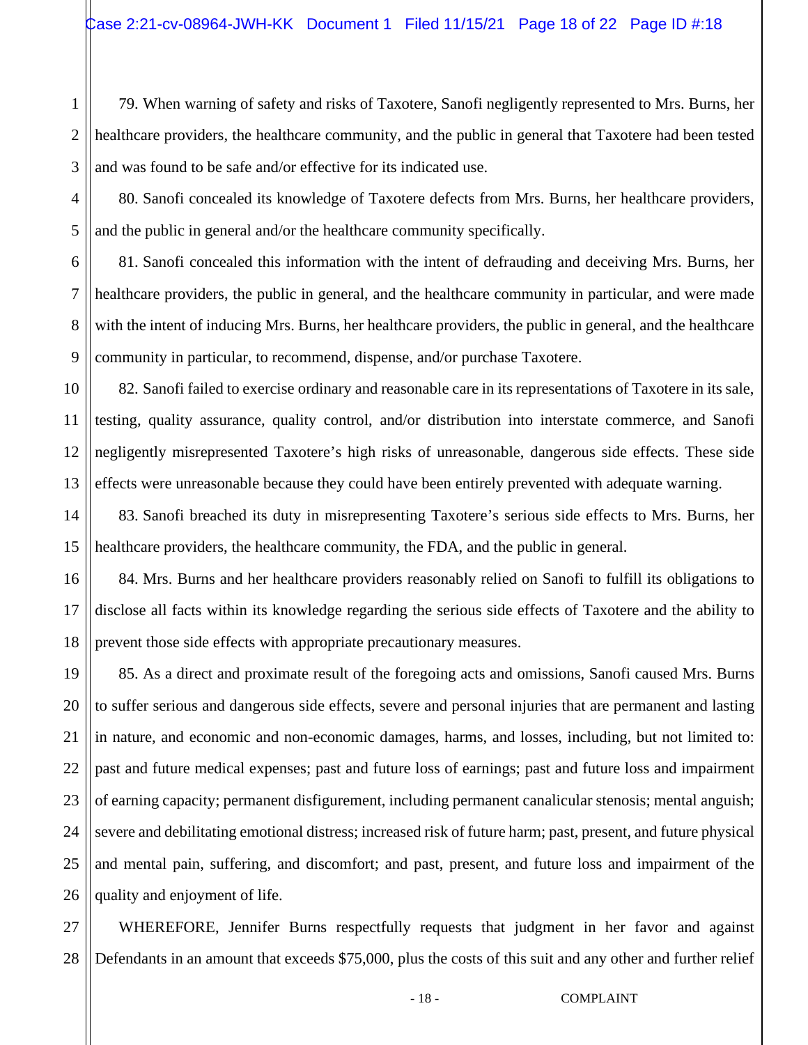79. When warning of safety and risks of Taxotere, Sanofi negligently represented to Mrs. Burns, her healthcare providers, the healthcare community, and the public in general that Taxotere had been tested and was found to be safe and/or effective for its indicated use.

80. Sanofi concealed its knowledge of Taxotere defects from Mrs. Burns, her healthcare providers, and the public in general and/or the healthcare community specifically.

81. Sanofi concealed this information with the intent of defrauding and deceiving Mrs. Burns, her healthcare providers, the public in general, and the healthcare community in particular, and were made with the intent of inducing Mrs. Burns, her healthcare providers, the public in general, and the healthcare community in particular, to recommend, dispense, and/or purchase Taxotere.

82. Sanofi failed to exercise ordinary and reasonable care in its representations of Taxotere in its sale, testing, quality assurance, quality control, and/or distribution into interstate commerce, and Sanofi negligently misrepresented Taxotere's high risks of unreasonable, dangerous side effects. These side effects were unreasonable because they could have been entirely prevented with adequate warning.

83. Sanofi breached its duty in misrepresenting Taxotere's serious side effects to Mrs. Burns, her healthcare providers, the healthcare community, the FDA, and the public in general.

84. Mrs. Burns and her healthcare providers reasonably relied on Sanofi to fulfill its obligations to disclose all facts within its knowledge regarding the serious side effects of Taxotere and the ability to prevent those side effects with appropriate precautionary measures.

85. As a direct and proximate result of the foregoing acts and omissions, Sanofi caused Mrs. Burns to suffer serious and dangerous side effects, severe and personal injuries that are permanent and lasting in nature, and economic and non-economic damages, harms, and losses, including, but not limited to: past and future medical expenses; past and future loss of earnings; past and future loss and impairment of earning capacity; permanent disfigurement, including permanent canalicular stenosis; mental anguish; severe and debilitating emotional distress; increased risk of future harm; past, present, and future physical and mental pain, suffering, and discomfort; and past, present, and future loss and impairment of the quality and enjoyment of life.

WHEREFORE, Jennifer Burns respectfully requests that judgment in her favor and against Defendants in an amount that exceeds $75,000, plus the costs of this suit and any other and further relief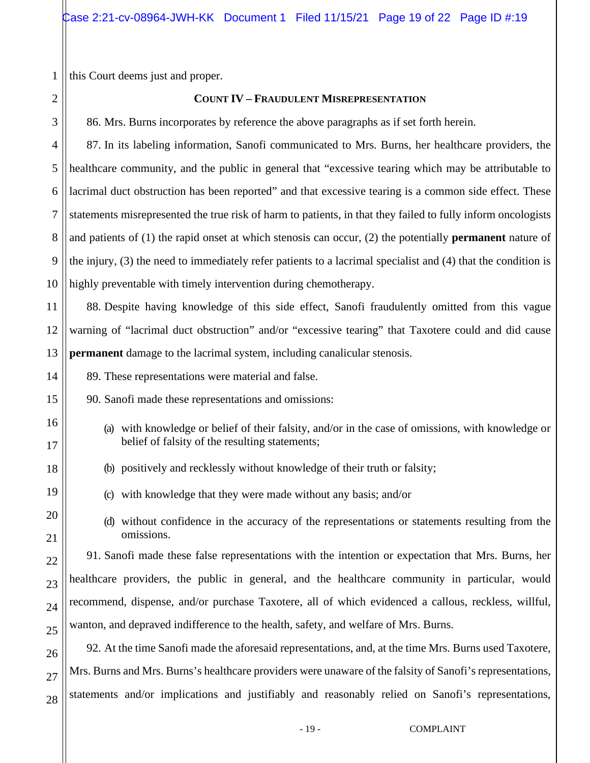this Court deems just and proper.

## COUNT IV – FRAUDULENT MISREPRESENTATION

86. Mrs. Burns incorporates by reference the above paragraphs as if set forth herein.

87. In its labeling information, Sanofi communicated to Mrs. Burns, her healthcare providers, the healthcare community, and the public in general that "excessive tearing which may be attributable to lacrimal duct obstruction has been reported" and that excessive tearing is a common side effect. These statements misrepresented the true risk of harm to patients, in that they failed to fully inform oncologists and patients of (1) the rapid onset at which stenosis can occur, (2) the potentially **permanent** nature of the injury, (3) the need to immediately refer patients to a lacrimal specialist and (4) that the condition is highly preventable with timely intervention during chemotherapy.

88. Despite having knowledge of this side effect, Sanofi fraudulently omitted from this vague warning of "lacrimal duct obstruction" and/or "excessive tearing" that Taxotere could and did cause **permanent** damage to the lacrimal system, including canalicular stenosis.

89. These representations were material and false.

90. Sanofi made these representations and omissions:

(a) with knowledge or belief of their falsity, and/or in the case of omissions, with knowledge or belief of falsity of the resulting statements;

(b) positively and recklessly without knowledge of their truth or falsity;

(c) with knowledge that they were made without any basis; and/or

(d) without confidence in the accuracy of the representations or statements resulting from the omissions.

91. Sanofi made these false representations with the intention or expectation that Mrs. Burns, her healthcare providers, the public in general, and the healthcare community in particular, would recommend, dispense, and/or purchase Taxotere, all of which evidenced a callous, reckless, willful, wanton, and depraved indifference to the health, safety, and welfare of Mrs. Burns.

92. At the time Sanofi made the aforesaid representations, and, at the time Mrs. Burns used Taxotere, Mrs. Burns and Mrs. Burns's healthcare providers were unaware of the falsity of Sanofi's representations, statements and/or implications and justifiably and reasonably relied on Sanofi's representations,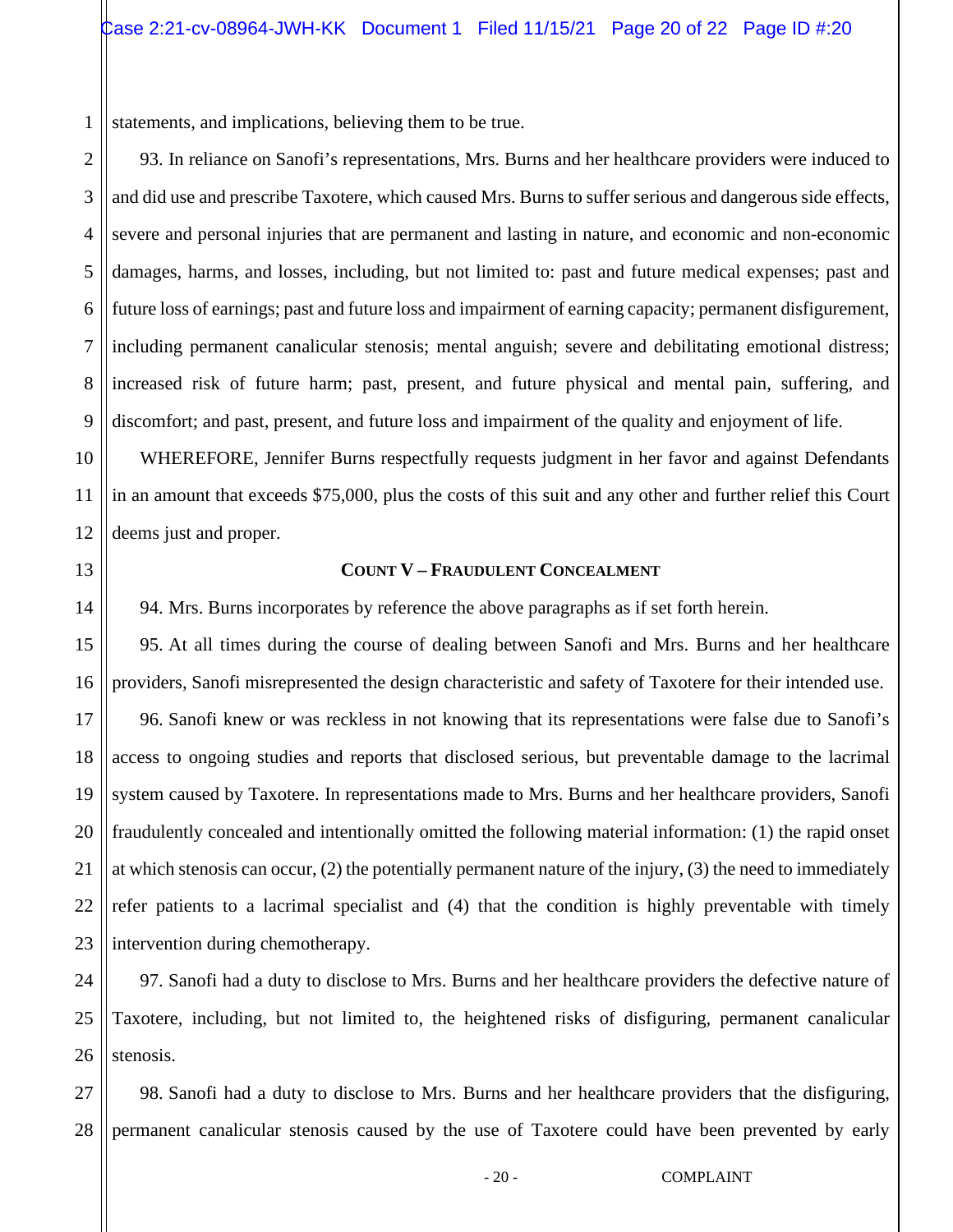statements, and implications, believing them to be true.

93. In reliance on Sanofi's representations, Mrs. Burns and her healthcare providers were induced to and did use and prescribe Taxotere, which caused Mrs. Burns to suffer serious and dangerous side effects, severe and personal injuries that are permanent and lasting in nature, and economic and non-economic damages, harms, and losses, including, but not limited to: past and future medical expenses; past and future loss of earnings; past and future loss and impairment of earning capacity; permanent disfigurement, including permanent canalicular stenosis; mental anguish; severe and debilitating emotional distress; increased risk of future harm; past, present, and future physical and mental pain, suffering, and discomfort; and past, present, and future loss and impairment of the quality and enjoyment of life.

WHEREFORE, Jennifer Burns respectfully requests judgment in her favor and against Defendants in an amount that exceeds $75,000, plus the costs of this suit and any other and further relief this Court deems just and proper.

**COUNT V – FRAUDULENT CONCEALMENT**

94. Mrs. Burns incorporates by reference the above paragraphs as if set forth herein.

95. At all times during the course of dealing between Sanofi and Mrs. Burns and her healthcare providers, Sanofi misrepresented the design characteristic and safety of Taxotere for their intended use.

96. Sanofi knew or was reckless in not knowing that its representations were false due to Sanofi's access to ongoing studies and reports that disclosed serious, but preventable damage to the lacrimal system caused by Taxotere. In representations made to Mrs. Burns and her healthcare providers, Sanofi fraudulently concealed and intentionally omitted the following material information: (1) the rapid onset at which stenosis can occur, (2) the potentially permanent nature of the injury, (3) the need to immediately refer patients to a lacrimal specialist and (4) that the condition is highly preventable with timely intervention during chemotherapy.

97. Sanofi had a duty to disclose to Mrs. Burns and her healthcare providers the defective nature of Taxotere, including, but not limited to, the heightened risks of disfiguring, permanent canalicular stenosis.

98. Sanofi had a duty to disclose to Mrs. Burns and her healthcare providers that the disfiguring, permanent canalicular stenosis caused by the use of Taxotere could have been prevented by early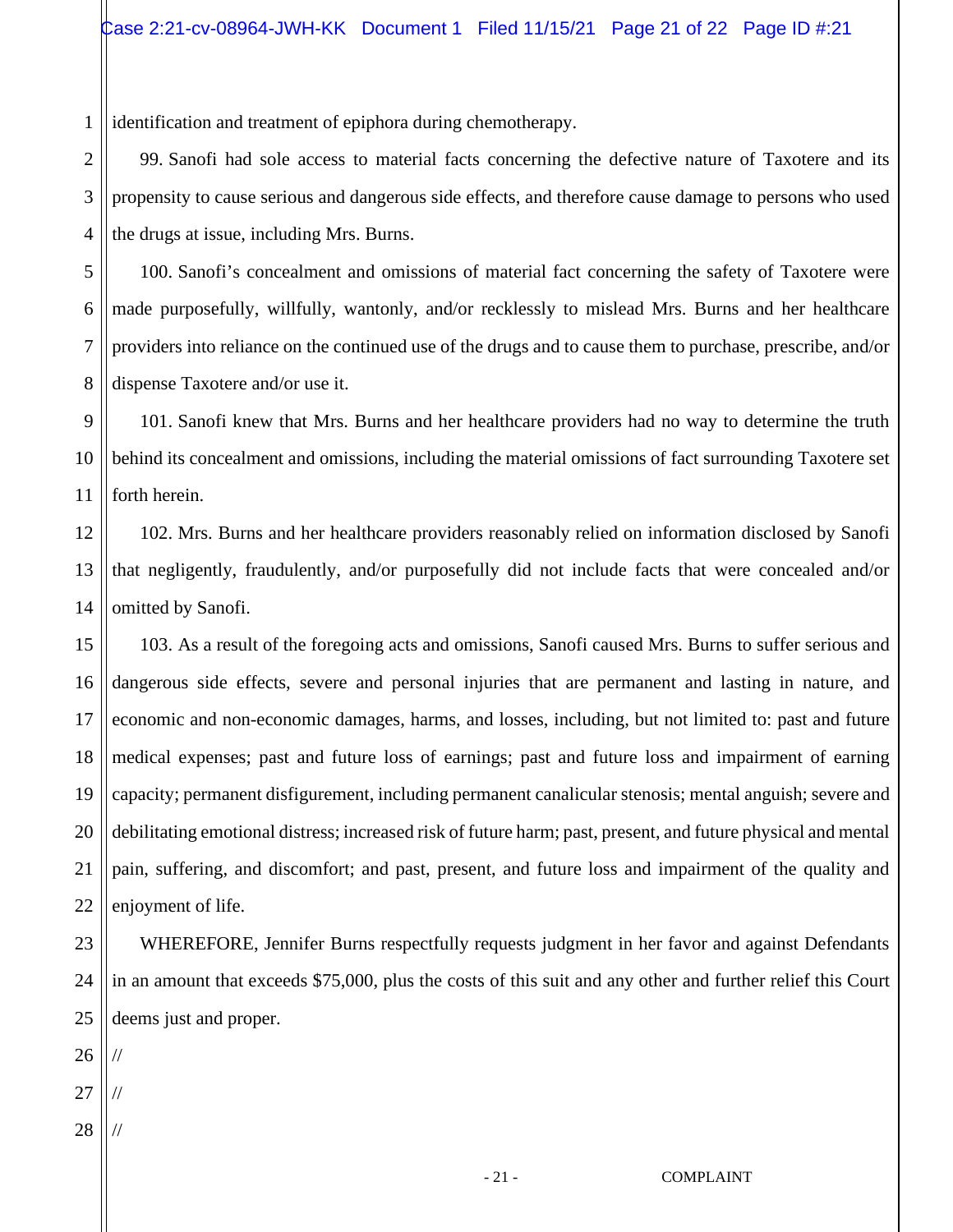identification and treatment of epiphora during chemotherapy.

99. Sanofi had sole access to material facts concerning the defective nature of Taxotere and its propensity to cause serious and dangerous side effects, and therefore cause damage to persons who used the drugs at issue, including Mrs. Burns.

100. Sanofi's concealment and omissions of material fact concerning the safety of Taxotere were made purposefully, willfully, wantonly, and/or recklessly to mislead Mrs. Burns and her healthcare providers into reliance on the continued use of the drugs and to cause them to purchase, prescribe, and/or dispense Taxotere and/or use it.

101. Sanofi knew that Mrs. Burns and her healthcare providers had no way to determine the truth behind its concealment and omissions, including the material omissions of fact surrounding Taxotere set forth herein.

102. Mrs. Burns and her healthcare providers reasonably relied on information disclosed by Sanofi that negligently, fraudulently, and/or purposefully did not include facts that were concealed and/or omitted by Sanofi.

103. As a result of the foregoing acts and omissions, Sanofi caused Mrs. Burns to suffer serious and dangerous side effects, severe and personal injuries that are permanent and lasting in nature, and economic and non-economic damages, harms, and losses, including, but not limited to: past and future medical expenses; past and future loss of earnings; past and future loss and impairment of earning capacity; permanent disfigurement, including permanent canalicular stenosis; mental anguish; severe and debilitating emotional distress; increased risk of future harm; past, present, and future physical and mental pain, suffering, and discomfort; and past, present, and future loss and impairment of the quality and enjoyment of life.

WHEREFORE, Jennifer Burns respectfully requests judgment in her favor and against Defendants in an amount that exceeds $75,000, plus the costs of this suit and any other and further relief this Court deems just and proper.

//

//

//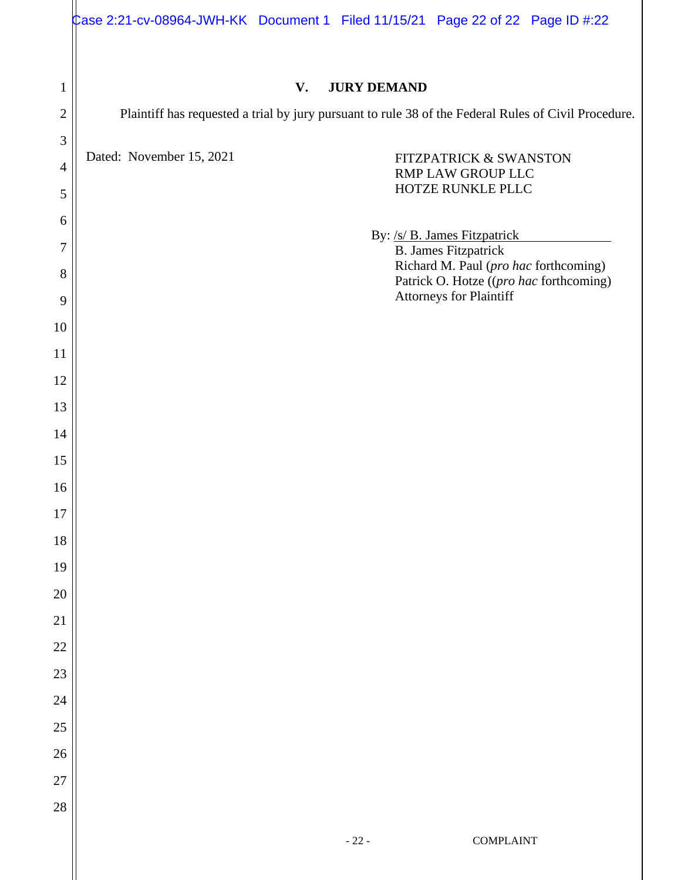## V. JURY DEMAND

Plaintiff has requested a trial by jury pursuant to rule 38 of the Federal Rules of Civil Procedure.

Dated: November 15, 2021

FITZPATRICK & SWANSTON
RMP LAW GROUP LLC
HOTZE RUNKLE PLLC

By: /s/ B. James Fitzpatrick
B. James Fitzpatrick
Richard M. Paul (*pro hac* forthcoming)
Patrick O. Hotze ((*pro hac* forthcoming)
Attorneys for Plaintiff